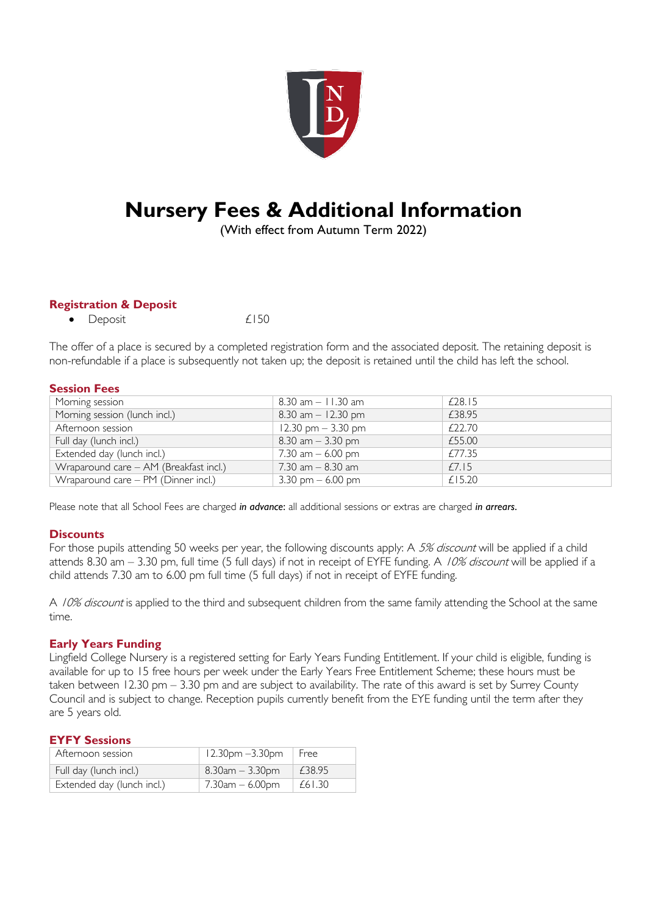# Nursery Fees & Additional Information

(With effect from Autumn Term 2022)

## Registration & Deposit

- Deposit £150

The offer of a place is secured by a completed registration form and the associated deposit. The retaining deposit is non-refundable if a place is subsequently not taken up; the deposit is retained until the child has left the school.

## Session Fees

| | | |
|---|---|---|
| Morning session | 8.30 am – 11.30 am | £28.15 |
| Morning session (lunch incl.) | 8.30 am – 12.30 pm | £38.95 |
| Afternoon session | 12.30 pm – 3.30 pm | £22.70 |
| Full day (lunch incl.) | 8.30 am – 3.30 pm | £55.00 |
| Extended day (lunch incl.) | 7.30 am – 6.00 pm | £77.35 |
| Wraparound care – AM (Breakfast incl.) | 7.30 am – 8.30 am | £7.15 |
| Wraparound care – PM (Dinner incl.) | 3.30 pm – 6.00 pm | £15.20 |

Please note that all School Fees are charged ***in advance***: all additional sessions or extras are charged ***in arrears***.

## Discounts

For those pupils attending 50 weeks per year, the following discounts apply: A *5% discount* will be applied if a child attends 8.30 am – 3.30 pm, full time (5 full days) if not in receipt of EYFE funding. A *10% discount* will be applied if a child attends 7.30 am to 6.00 pm full time (5 full days) if not in receipt of EYFE funding.

A *10% discount* is applied to the third and subsequent children from the same family attending the School at the same time.

## Early Years Funding

Lingfield College Nursery is a registered setting for Early Years Funding Entitlement. If your child is eligible, funding is available for up to 15 free hours per week under the Early Years Free Entitlement Scheme; these hours must be taken between 12.30 pm – 3.30 pm and are subject to availability. The rate of this award is set by Surrey County Council and is subject to change. Reception pupils currently benefit from the EYE funding until the term after they are 5 years old.

## EYFY Sessions

| | | |
|---|---|---|
| Afternoon session | 12.30pm –3.30pm | Free |
| Full day (lunch incl.) | 8.30am – 3.30pm | £38.95 |
| Extended day (lunch incl.) | 7.30am – 6.00pm | £61.30 |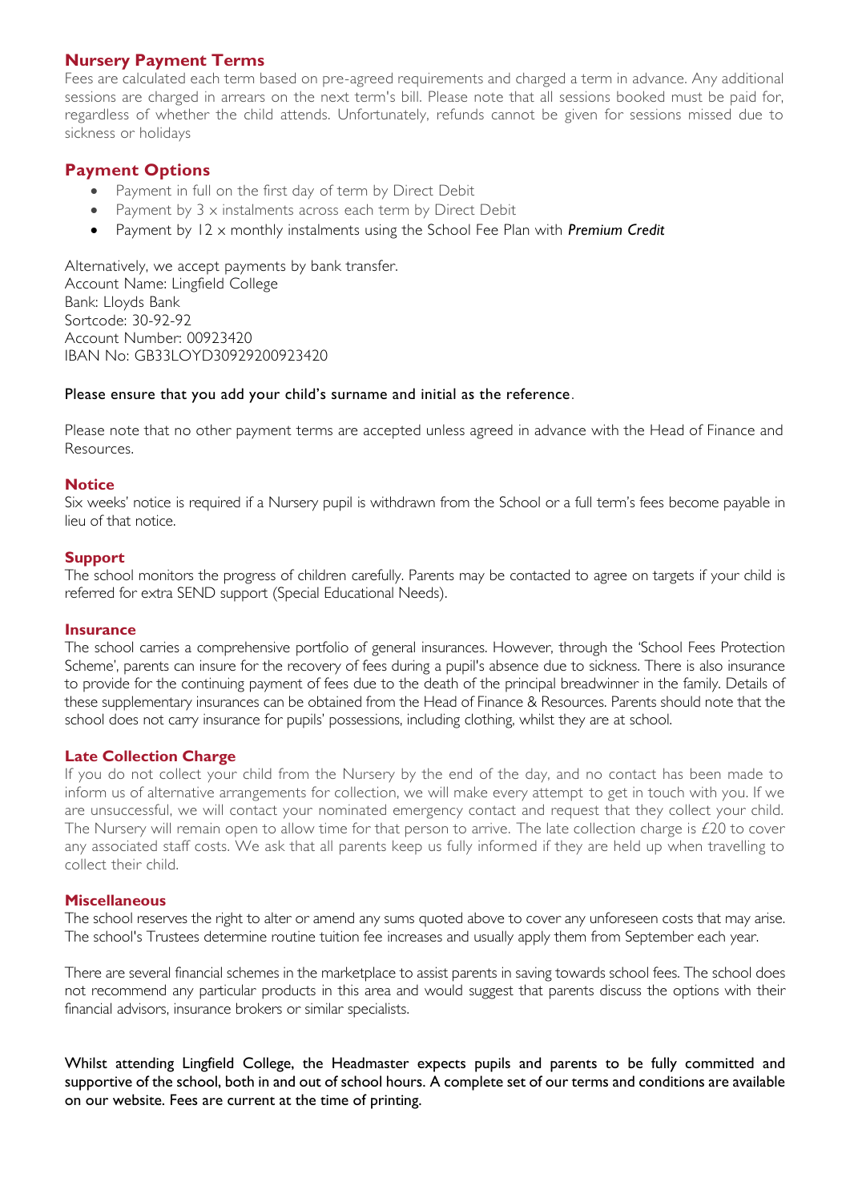## Nursery Payment Terms

Fees are calculated each term based on pre-agreed requirements and charged a term in advance. Any additional sessions are charged in arrears on the next term's bill. Please note that all sessions booked must be paid for, regardless of whether the child attends. Unfortunately, refunds cannot be given for sessions missed due to sickness or holidays

## Payment Options

- Payment in full on the first day of term by Direct Debit
- Payment by 3 x instalments across each term by Direct Debit
- Payment by 12 x monthly instalments using the School Fee Plan with ***Premium Credit***

Alternatively, we accept payments by bank transfer.
Account Name: Lingfield College
Bank: Lloyds Bank
Sortcode: 30-92-92
Account Number: 00923420
IBAN No: GB33LOYD30929200923420

Please ensure that you add your child's surname and initial as the reference.

Please note that no other payment terms are accepted unless agreed in advance with the Head of Finance and Resources.

### Notice

Six weeks' notice is required if a Nursery pupil is withdrawn from the School or a full term's fees become payable in lieu of that notice.

### Support

The school monitors the progress of children carefully. Parents may be contacted to agree on targets if your child is referred for extra SEND support (Special Educational Needs).

### Insurance

The school carries a comprehensive portfolio of general insurances. However, through the 'School Fees Protection Scheme', parents can insure for the recovery of fees during a pupil's absence due to sickness. There is also insurance to provide for the continuing payment of fees due to the death of the principal breadwinner in the family. Details of these supplementary insurances can be obtained from the Head of Finance & Resources. Parents should note that the school does not carry insurance for pupils' possessions, including clothing, whilst they are at school.

### Late Collection Charge

If you do not collect your child from the Nursery by the end of the day, and no contact has been made to inform us of alternative arrangements for collection, we will make every attempt to get in touch with you. If we are unsuccessful, we will contact your nominated emergency contact and request that they collect your child. The Nursery will remain open to allow time for that person to arrive. The late collection charge is £20 to cover any associated staff costs. We ask that all parents keep us fully informed if they are held up when travelling to collect their child.

### Miscellaneous

The school reserves the right to alter or amend any sums quoted above to cover any unforeseen costs that may arise. The school's Trustees determine routine tuition fee increases and usually apply them from September each year.

There are several financial schemes in the marketplace to assist parents in saving towards school fees. The school does not recommend any particular products in this area and would suggest that parents discuss the options with their financial advisors, insurance brokers or similar specialists.

Whilst attending Lingfield College, the Headmaster expects pupils and parents to be fully committed and supportive of the school, both in and out of school hours. A complete set of our terms and conditions are available on our website. Fees are current at the time of printing.